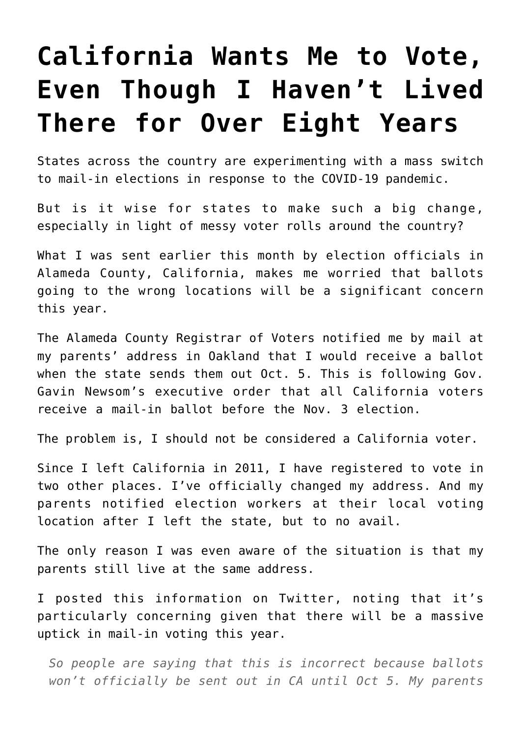# California Wants Me to Vote, Even Though I Haven't Lived There for Over Eight Years

States across the country are experimenting with a mass switch to mail-in elections in response to the COVID-19 pandemic.

But is it wise for states to make such a big change, especially in light of messy voter rolls around the country?

What I was sent earlier this month by election officials in Alameda County, California, makes me worried that ballots going to the wrong locations will be a significant concern this year.

The Alameda County Registrar of Voters notified me by mail at my parents' address in Oakland that I would receive a ballot when the state sends them out Oct. 5. This is following Gov. Gavin Newsom's executive order that all California voters receive a mail-in ballot before the Nov. 3 election.

The problem is, I should not be considered a California voter.

Since I left California in 2011, I have registered to vote in two other places. I've officially changed my address. And my parents notified election workers at their local voting location after I left the state, but to no avail.

The only reason I was even aware of the situation is that my parents still live at the same address.

I posted this information on Twitter, noting that it's particularly concerning given that there will be a massive uptick in mail-in voting this year.

> *So people are saying that this is incorrect because ballots won't officially be sent out in CA until Oct 5. My parents*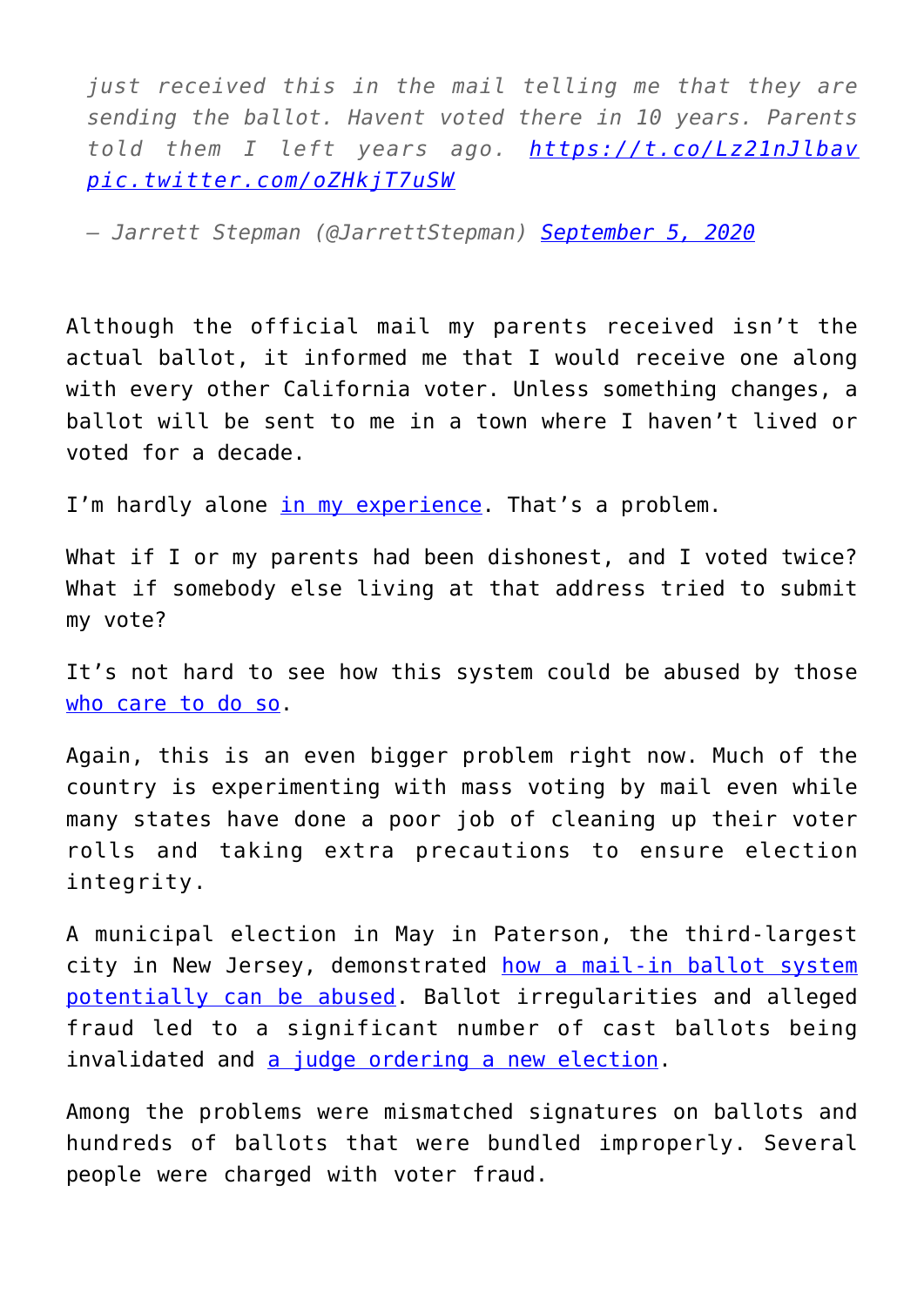> *just received this in the mail telling me that they are sending the ballot. Havent voted there in 10 years. Parents told them I left years ago. [https://t.co/Lz21nJlbav](https://t.co/Lz21nJlbav) [pic.twitter.com/oZHkjT7uSW](pic.twitter.com/oZHkjT7uSW)*
>
> *— Jarrett Stepman (@JarrettStepman) [September 5, 2020](#)*

Although the official mail my parents received isn't the actual ballot, it informed me that I would receive one along with every other California voter. Unless something changes, a ballot will be sent to me in a town where I haven't lived or voted for a decade.

I'm hardly alone [in my experience](#). That's a problem.

What if I or my parents had been dishonest, and I voted twice? What if somebody else living at that address tried to submit my vote?

It's not hard to see how this system could be abused by those [who care to do so](#).

Again, this is an even bigger problem right now. Much of the country is experimenting with mass voting by mail even while many states have done a poor job of cleaning up their voter rolls and taking extra precautions to ensure election integrity.

A municipal election in May in Paterson, the third-largest city in New Jersey, demonstrated [how a mail-in ballot system potentially can be abused](#). Ballot irregularities and alleged fraud led to a significant number of cast ballots being invalidated and [a judge ordering a new election](#).

Among the problems were mismatched signatures on ballots and hundreds of ballots that were bundled improperly. Several people were charged with voter fraud.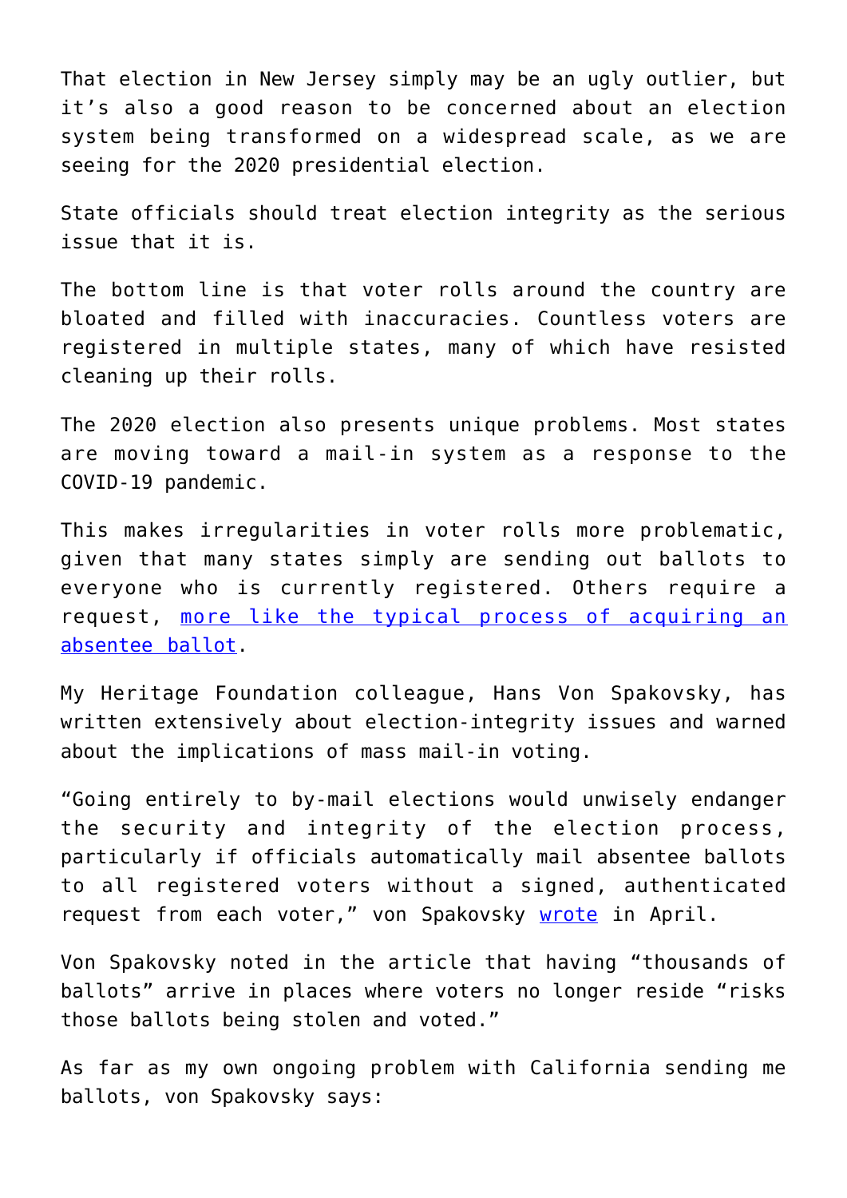That election in New Jersey simply may be an ugly outlier, but it's also a good reason to be concerned about an election system being transformed on a widespread scale, as we are seeing for the 2020 presidential election.

State officials should treat election integrity as the serious issue that it is.

The bottom line is that voter rolls around the country are bloated and filled with inaccuracies. Countless voters are registered in multiple states, many of which have resisted cleaning up their rolls.

The 2020 election also presents unique problems. Most states are moving toward a mail-in system as a response to the COVID-19 pandemic.

This makes irregularities in voter rolls more problematic, given that many states simply are sending out ballots to everyone who is currently registered. Others require a request, more like the typical process of acquiring an absentee ballot.

My Heritage Foundation colleague, Hans Von Spakovsky, has written extensively about election-integrity issues and warned about the implications of mass mail-in voting.

"Going entirely to by-mail elections would unwisely endanger the security and integrity of the election process, particularly if officials automatically mail absentee ballots to all registered voters without a signed, authenticated request from each voter," von Spakovsky wrote in April.

Von Spakovsky noted in the article that having "thousands of ballots" arrive in places where voters no longer reside "risks those ballots being stolen and voted."

As far as my own ongoing problem with California sending me ballots, von Spakovsky says: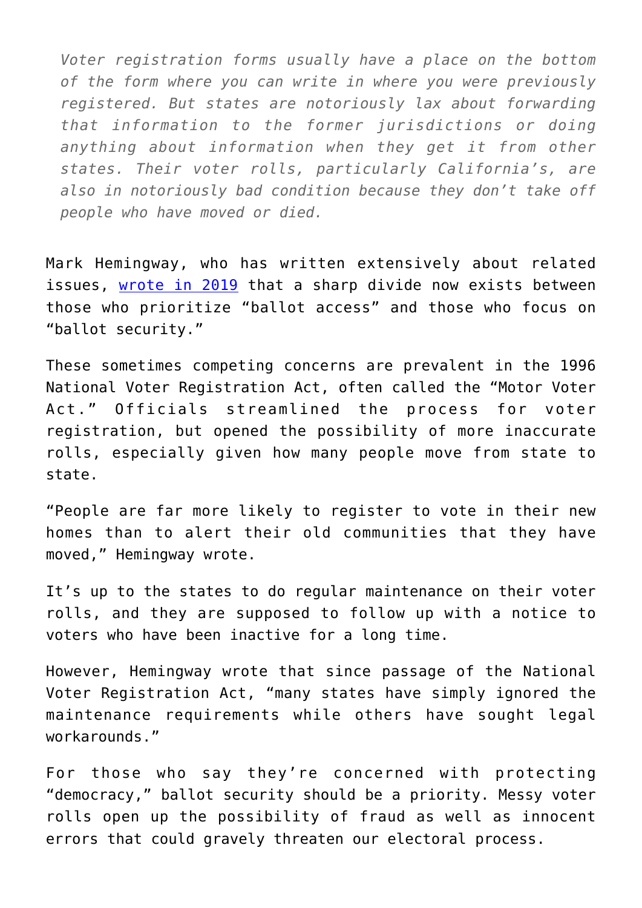> *Voter registration forms usually have a place on the bottom of the form where you can write in where you were previously registered. But states are notoriously lax about forwarding that information to the former jurisdictions or doing anything about information when they get it from other states. Their voter rolls, particularly California's, are also in notoriously bad condition because they don't take off people who have moved or died.*

Mark Hemingway, who has written extensively about related issues, [wrote in 2019](#) that a sharp divide now exists between those who prioritize "ballot access" and those who focus on "ballot security."

These sometimes competing concerns are prevalent in the 1996 National Voter Registration Act, often called the "Motor Voter Act." Officials streamlined the process for voter registration, but opened the possibility of more inaccurate rolls, especially given how many people move from state to state.

"People are far more likely to register to vote in their new homes than to alert their old communities that they have moved," Hemingway wrote.

It's up to the states to do regular maintenance on their voter rolls, and they are supposed to follow up with a notice to voters who have been inactive for a long time.

However, Hemingway wrote that since passage of the National Voter Registration Act, "many states have simply ignored the maintenance requirements while others have sought legal workarounds."

For those who say they're concerned with protecting "democracy," ballot security should be a priority. Messy voter rolls open up the possibility of fraud as well as innocent errors that could gravely threaten our electoral process.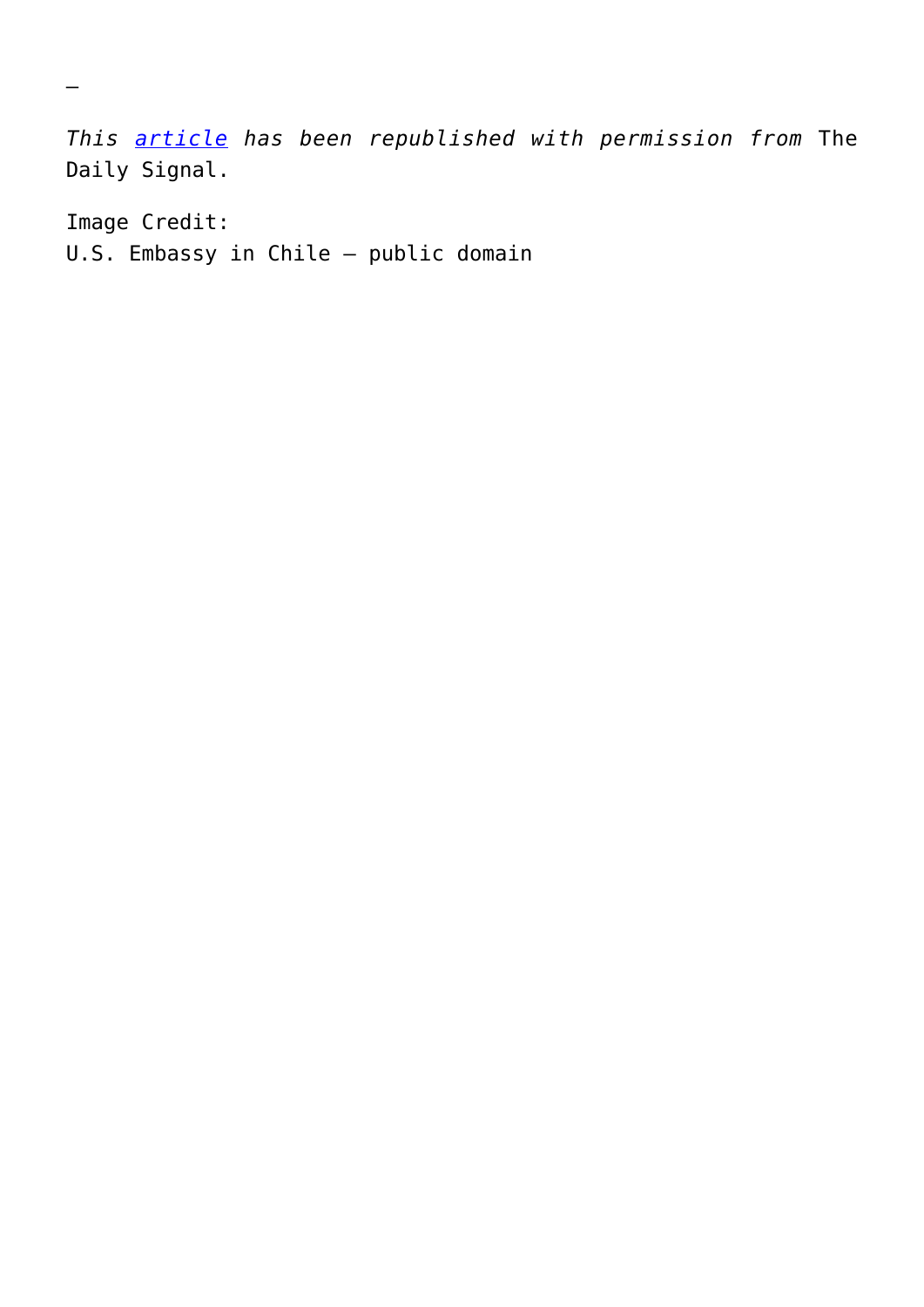—

*This [article](article) has been republished with permission from* The Daily Signal.

Image Credit:
U.S. Embassy in Chile – public domain